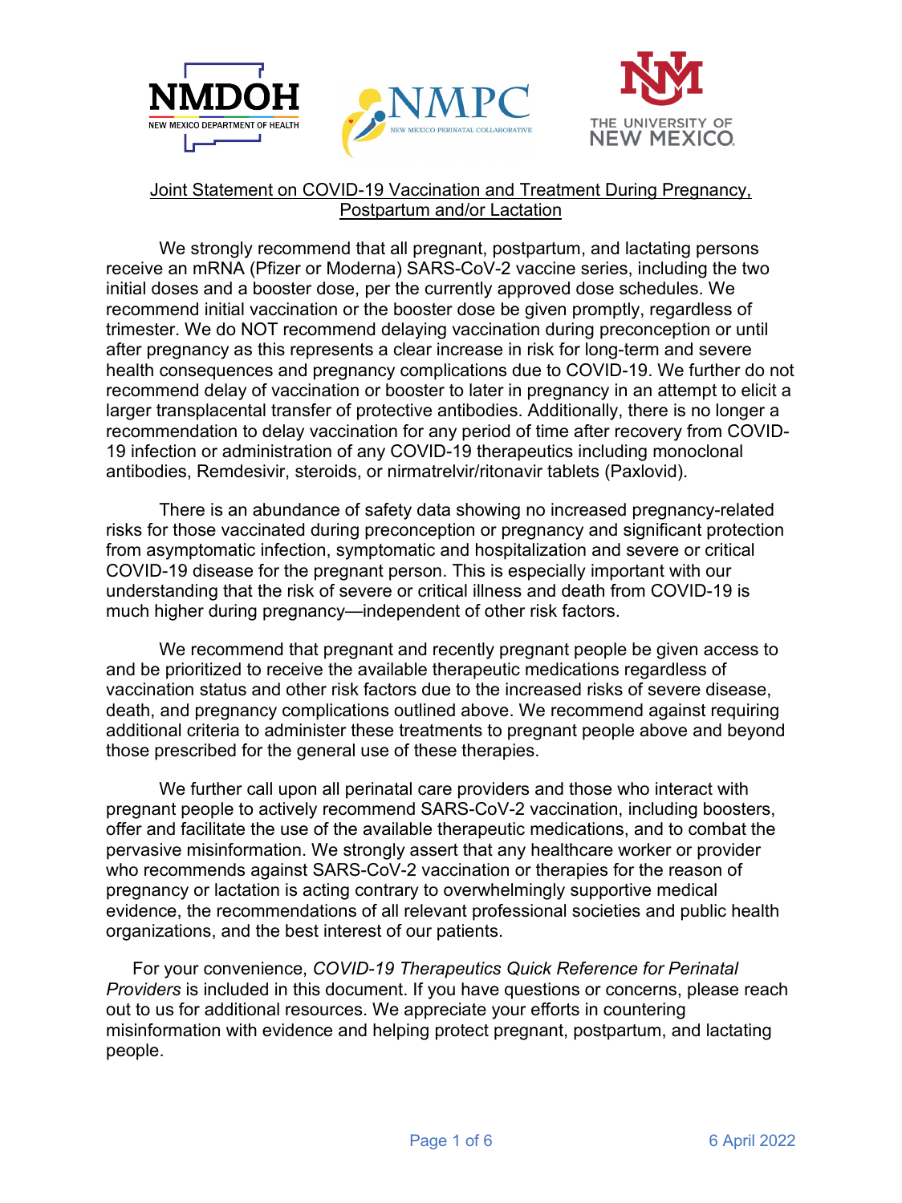NMDOH NEW MEXICO DEPARTMENT OF HEALTH

NMPC NEW MEXICO PERINATAL COLLABORATIVE

THE UNIVERSITY OF NEW MEXICO

## Joint Statement on COVID-19 Vaccination and Treatment During Pregnancy, Postpartum and/or Lactation

We strongly recommend that all pregnant, postpartum, and lactating persons receive an mRNA (Pfizer or Moderna) SARS-CoV-2 vaccine series, including the two initial doses and a booster dose, per the currently approved dose schedules. We recommend initial vaccination or the booster dose be given promptly, regardless of trimester. We do NOT recommend delaying vaccination during preconception or until after pregnancy as this represents a clear increase in risk for long-term and severe health consequences and pregnancy complications due to COVID-19. We further do not recommend delay of vaccination or booster to later in pregnancy in an attempt to elicit a larger transplacental transfer of protective antibodies. Additionally, there is no longer a recommendation to delay vaccination for any period of time after recovery from COVID-19 infection or administration of any COVID-19 therapeutics including monoclonal antibodies, Remdesivir, steroids, or nirmatrelvir/ritonavir tablets (Paxlovid).

There is an abundance of safety data showing no increased pregnancy-related risks for those vaccinated during preconception or pregnancy and significant protection from asymptomatic infection, symptomatic and hospitalization and severe or critical COVID-19 disease for the pregnant person. This is especially important with our understanding that the risk of severe or critical illness and death from COVID-19 is much higher during pregnancy—independent of other risk factors.

We recommend that pregnant and recently pregnant people be given access to and be prioritized to receive the available therapeutic medications regardless of vaccination status and other risk factors due to the increased risks of severe disease, death, and pregnancy complications outlined above. We recommend against requiring additional criteria to administer these treatments to pregnant people above and beyond those prescribed for the general use of these therapies.

We further call upon all perinatal care providers and those who interact with pregnant people to actively recommend SARS-CoV-2 vaccination, including boosters, offer and facilitate the use of the available therapeutic medications, and to combat the pervasive misinformation. We strongly assert that any healthcare worker or provider who recommends against SARS-CoV-2 vaccination or therapies for the reason of pregnancy or lactation is acting contrary to overwhelmingly supportive medical evidence, the recommendations of all relevant professional societies and public health organizations, and the best interest of our patients.

For your convenience, *COVID-19 Therapeutics Quick Reference for Perinatal Providers* is included in this document. If you have questions or concerns, please reach out to us for additional resources. We appreciate your efforts in countering misinformation with evidence and helping protect pregnant, postpartum, and lactating people.

6 April 2022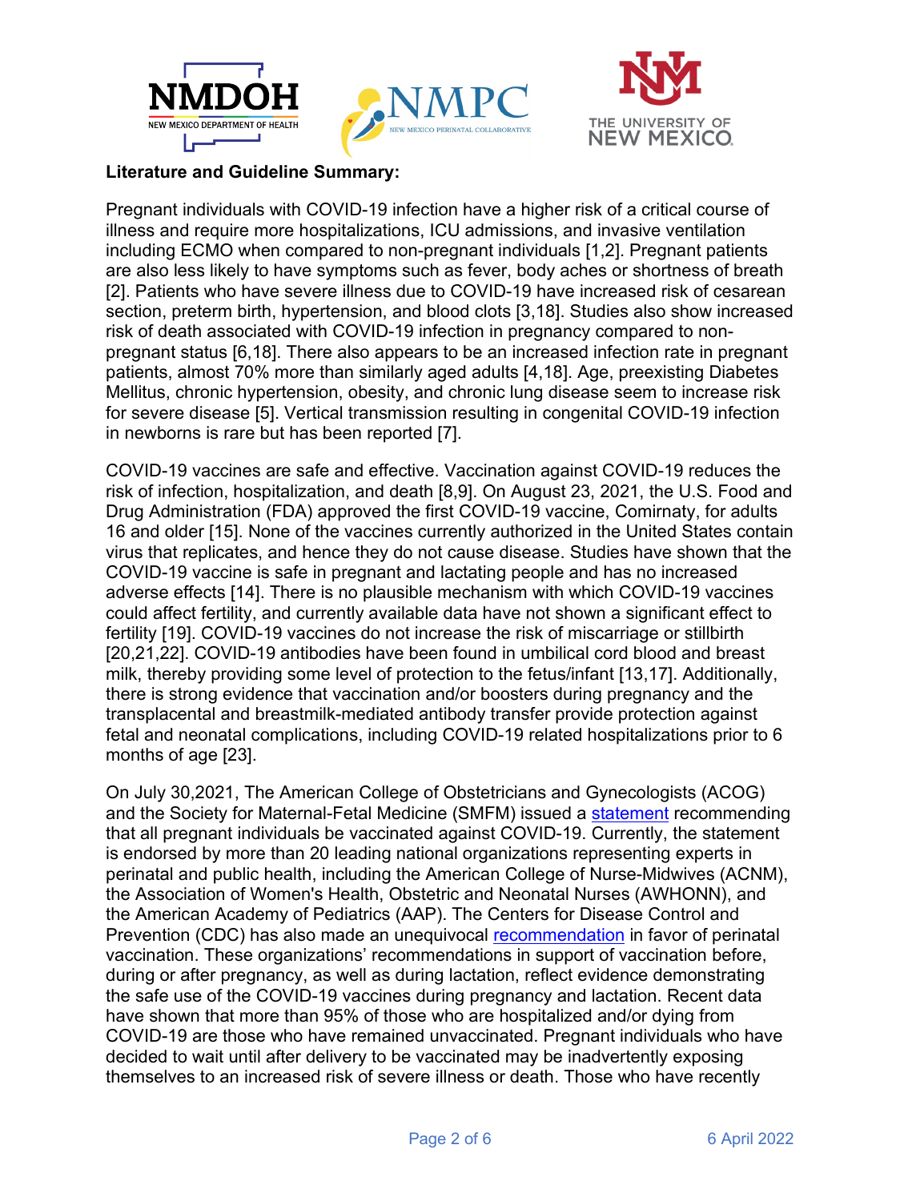**Literature and Guideline Summary:**

Pregnant individuals with COVID-19 infection have a higher risk of a critical course of illness and require more hospitalizations, ICU admissions, and invasive ventilation including ECMO when compared to non-pregnant individuals [1,2]. Pregnant patients are also less likely to have symptoms such as fever, body aches or shortness of breath [2]. Patients who have severe illness due to COVID-19 have increased risk of cesarean section, preterm birth, hypertension, and blood clots [3,18]. Studies also show increased risk of death associated with COVID-19 infection in pregnancy compared to non-pregnant status [6,18]. There also appears to be an increased infection rate in pregnant patients, almost 70% more than similarly aged adults [4,18]. Age, preexisting Diabetes Mellitus, chronic hypertension, obesity, and chronic lung disease seem to increase risk for severe disease [5]. Vertical transmission resulting in congenital COVID-19 infection in newborns is rare but has been reported [7].

COVID-19 vaccines are safe and effective. Vaccination against COVID-19 reduces the risk of infection, hospitalization, and death [8,9]. On August 23, 2021, the U.S. Food and Drug Administration (FDA) approved the first COVID-19 vaccine, Comirnaty, for adults 16 and older [15]. None of the vaccines currently authorized in the United States contain virus that replicates, and hence they do not cause disease. Studies have shown that the COVID-19 vaccine is safe in pregnant and lactating people and has no increased adverse effects [14]. There is no plausible mechanism with which COVID-19 vaccines could affect fertility, and currently available data have not shown a significant effect to fertility [19]. COVID-19 vaccines do not increase the risk of miscarriage or stillbirth [20,21,22]. COVID-19 antibodies have been found in umbilical cord blood and breast milk, thereby providing some level of protection to the fetus/infant [13,17]. Additionally, there is strong evidence that vaccination and/or boosters during pregnancy and the transplacental and breastmilk-mediated antibody transfer provide protection against fetal and neonatal complications, including COVID-19 related hospitalizations prior to 6 months of age [23].

On July 30,2021, The American College of Obstetricians and Gynecologists (ACOG) and the Society for Maternal-Fetal Medicine (SMFM) issued a statement recommending that all pregnant individuals be vaccinated against COVID-19. Currently, the statement is endorsed by more than 20 leading national organizations representing experts in perinatal and public health, including the American College of Nurse-Midwives (ACNM), the Association of Women's Health, Obstetric and Neonatal Nurses (AWHONN), and the American Academy of Pediatrics (AAP). The Centers for Disease Control and Prevention (CDC) has also made an unequivocal recommendation in favor of perinatal vaccination. These organizations' recommendations in support of vaccination before, during or after pregnancy, as well as during lactation, reflect evidence demonstrating the safe use of the COVID-19 vaccines during pregnancy and lactation. Recent data have shown that more than 95% of those who are hospitalized and/or dying from COVID-19 are those who have remained unvaccinated. Pregnant individuals who have decided to wait until after delivery to be vaccinated may be inadvertently exposing themselves to an increased risk of severe illness or death. Those who have recently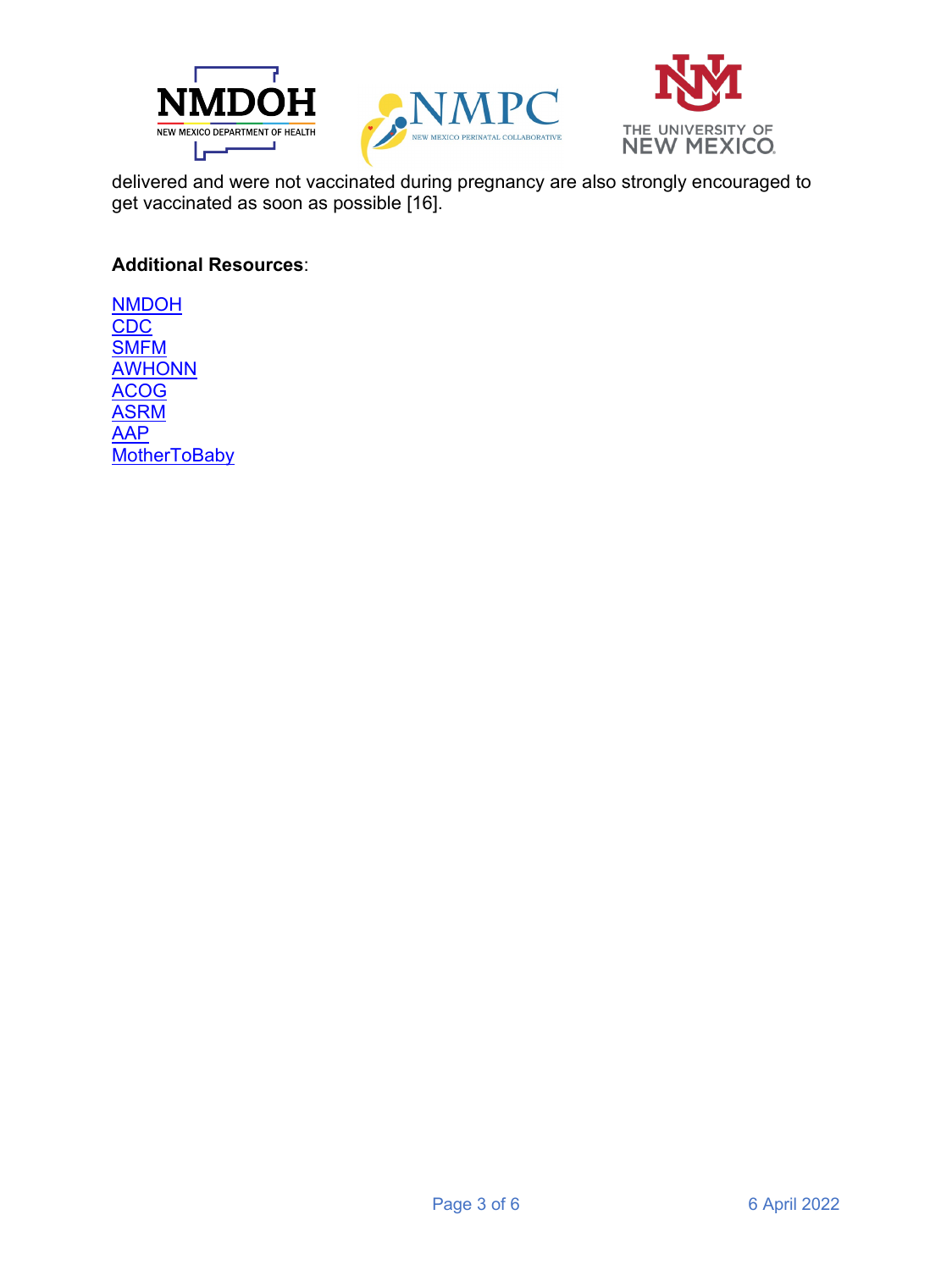delivered and were not vaccinated during pregnancy are also strongly encouraged to get vaccinated as soon as possible [16].

**Additional Resources**:

NMDOH
CDC
SMFM
AWHONN
ACOG
ASRM
AAP
MotherToBaby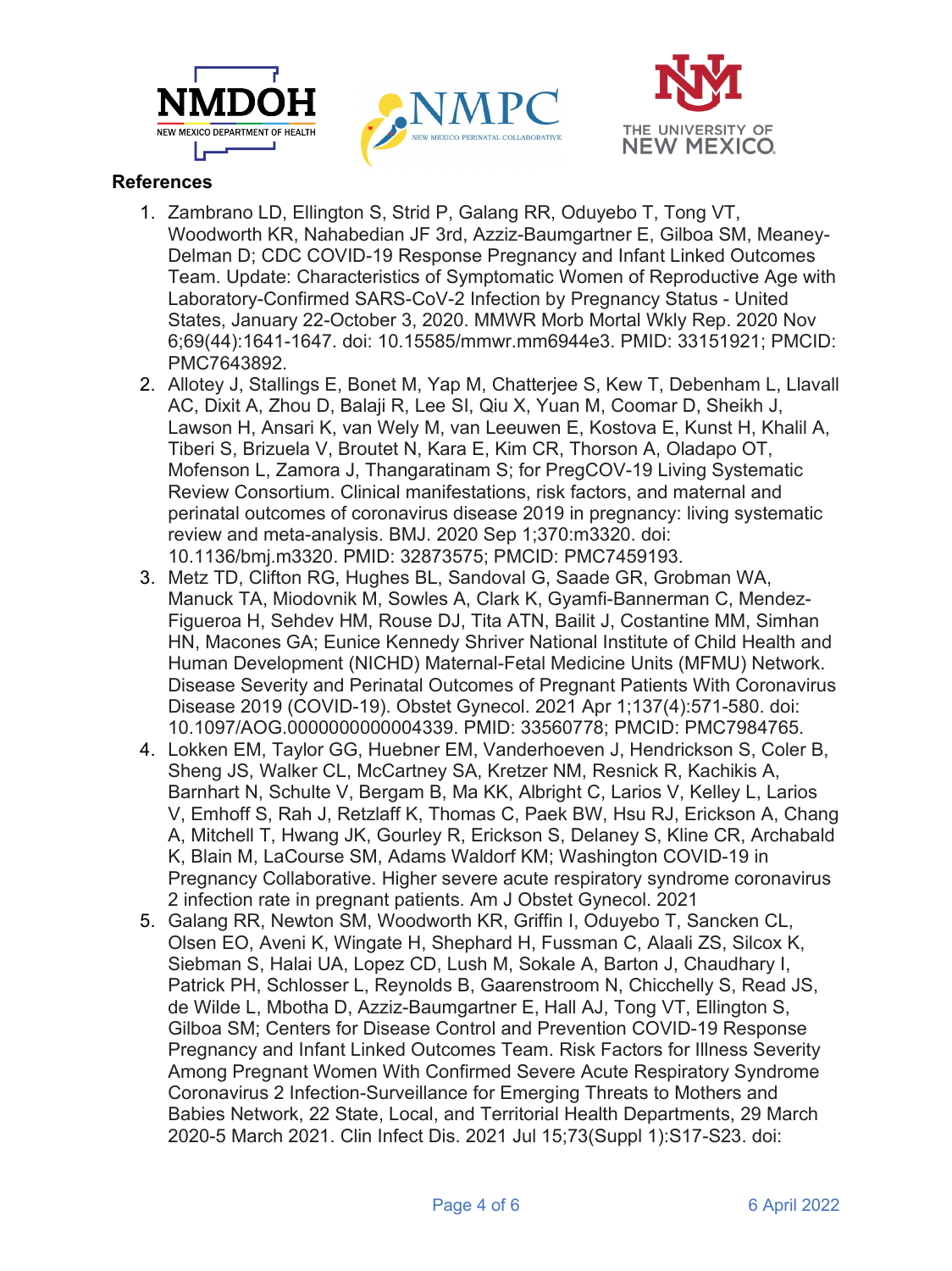## References

1. Zambrano LD, Ellington S, Strid P, Galang RR, Oduyebo T, Tong VT, Woodworth KR, Nahabedian JF 3rd, Azziz-Baumgartner E, Gilboa SM, Meaney-Delman D; CDC COVID-19 Response Pregnancy and Infant Linked Outcomes Team. Update: Characteristics of Symptomatic Women of Reproductive Age with Laboratory-Confirmed SARS-CoV-2 Infection by Pregnancy Status - United States, January 22-October 3, 2020. MMWR Morb Mortal Wkly Rep. 2020 Nov 6;69(44):1641-1647. doi: 10.15585/mmwr.mm6944e3. PMID: 33151921; PMCID: PMC7643892.
2. Allotey J, Stallings E, Bonet M, Yap M, Chatterjee S, Kew T, Debenham L, Llavall AC, Dixit A, Zhou D, Balaji R, Lee SI, Qiu X, Yuan M, Coomar D, Sheikh J, Lawson H, Ansari K, van Wely M, van Leeuwen E, Kostova E, Kunst H, Khalil A, Tiberi S, Brizuela V, Broutet N, Kara E, Kim CR, Thorson A, Oladapo OT, Mofenson L, Zamora J, Thangaratinam S; for PregCOV-19 Living Systematic Review Consortium. Clinical manifestations, risk factors, and maternal and perinatal outcomes of coronavirus disease 2019 in pregnancy: living systematic review and meta-analysis. BMJ. 2020 Sep 1;370:m3320. doi: 10.1136/bmj.m3320. PMID: 32873575; PMCID: PMC7459193.
3. Metz TD, Clifton RG, Hughes BL, Sandoval G, Saade GR, Grobman WA, Manuck TA, Miodovnik M, Sowles A, Clark K, Gyamfi-Bannerman C, Mendez-Figueroa H, Sehdev HM, Rouse DJ, Tita ATN, Bailit J, Costantine MM, Simhan HN, Macones GA; Eunice Kennedy Shriver National Institute of Child Health and Human Development (NICHD) Maternal-Fetal Medicine Units (MFMU) Network. Disease Severity and Perinatal Outcomes of Pregnant Patients With Coronavirus Disease 2019 (COVID-19). Obstet Gynecol. 2021 Apr 1;137(4):571-580. doi: 10.1097/AOG.0000000000004339. PMID: 33560778; PMCID: PMC7984765.
4. Lokken EM, Taylor GG, Huebner EM, Vanderhoeven J, Hendrickson S, Coler B, Sheng JS, Walker CL, McCartney SA, Kretzer NM, Resnick R, Kachikis A, Barnhart N, Schulte V, Bergam B, Ma KK, Albright C, Larios V, Kelley L, Larios V, Emhoff S, Rah J, Retzlaff K, Thomas C, Paek BW, Hsu RJ, Erickson A, Chang A, Mitchell T, Hwang JK, Gourley R, Erickson S, Delaney S, Kline CR, Archabald K, Blain M, LaCourse SM, Adams Waldorf KM; Washington COVID-19 in Pregnancy Collaborative. Higher severe acute respiratory syndrome coronavirus 2 infection rate in pregnant patients. Am J Obstet Gynecol. 2021
5. Galang RR, Newton SM, Woodworth KR, Griffin I, Oduyebo T, Sancken CL, Olsen EO, Aveni K, Wingate H, Shephard H, Fussman C, Alaali ZS, Silcox K, Siebman S, Halai UA, Lopez CD, Lush M, Sokale A, Barton J, Chaudhary I, Patrick PH, Schlosser L, Reynolds B, Gaarenstroom N, Chicchelly S, Read JS, de Wilde L, Mbotha D, Azziz-Baumgartner E, Hall AJ, Tong VT, Ellington S, Gilboa SM; Centers for Disease Control and Prevention COVID-19 Response Pregnancy and Infant Linked Outcomes Team. Risk Factors for Illness Severity Among Pregnant Women With Confirmed Severe Acute Respiratory Syndrome Coronavirus 2 Infection-Surveillance for Emerging Threats to Mothers and Babies Network, 22 State, Local, and Territorial Health Departments, 29 March 2020-5 March 2021. Clin Infect Dis. 2021 Jul 15;73(Suppl 1):S17-S23. doi: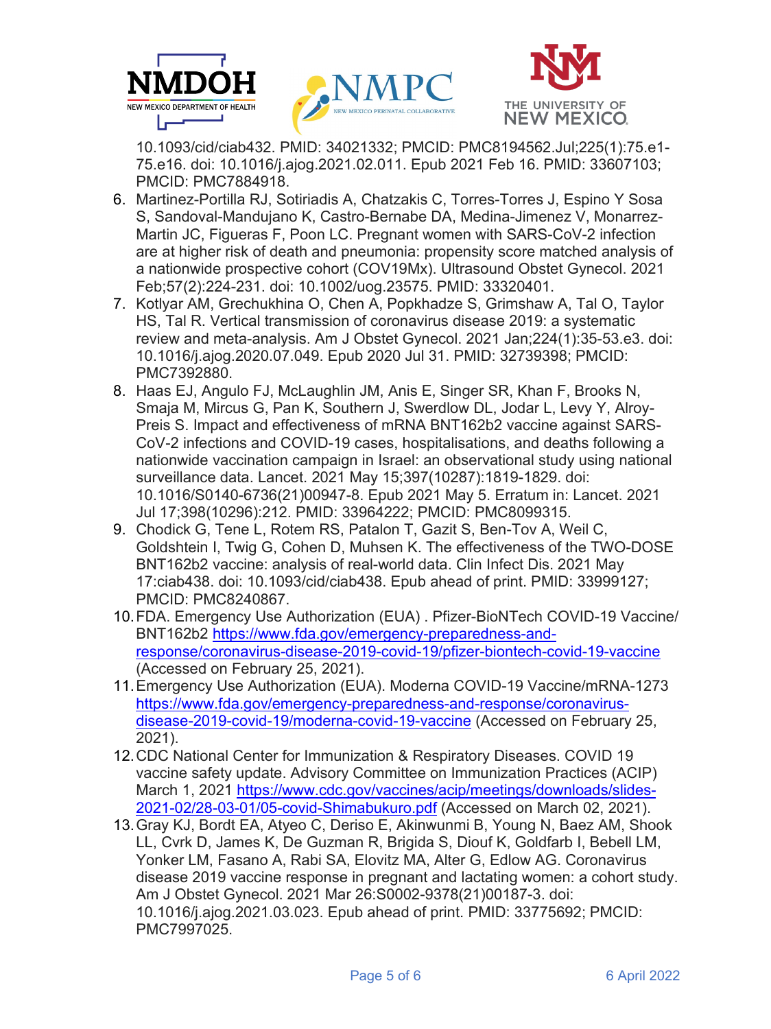10.1093/cid/ciab432. PMID: 34021332; PMCID: PMC8194562.Jul;225(1):75.e1-75.e16. doi: 10.1016/j.ajog.2021.02.011. Epub 2021 Feb 16. PMID: 33607103; PMCID: PMC7884918.

6. Martinez-Portilla RJ, Sotiriadis A, Chatzakis C, Torres-Torres J, Espino Y Sosa S, Sandoval-Mandujano K, Castro-Bernabe DA, Medina-Jimenez V, Monarrez-Martin JC, Figueras F, Poon LC. Pregnant women with SARS-CoV-2 infection are at higher risk of death and pneumonia: propensity score matched analysis of a nationwide prospective cohort (COV19Mx). Ultrasound Obstet Gynecol. 2021 Feb;57(2):224-231. doi: 10.1002/uog.23575. PMID: 33320401.
7. Kotlyar AM, Grechukhina O, Chen A, Popkhadze S, Grimshaw A, Tal O, Taylor HS, Tal R. Vertical transmission of coronavirus disease 2019: a systematic review and meta-analysis. Am J Obstet Gynecol. 2021 Jan;224(1):35-53.e3. doi: 10.1016/j.ajog.2020.07.049. Epub 2020 Jul 31. PMID: 32739398; PMCID: PMC7392880.
8. Haas EJ, Angulo FJ, McLaughlin JM, Anis E, Singer SR, Khan F, Brooks N, Smaja M, Mircus G, Pan K, Southern J, Swerdlow DL, Jodar L, Levy Y, Alroy-Preis S. Impact and effectiveness of mRNA BNT162b2 vaccine against SARS-CoV-2 infections and COVID-19 cases, hospitalisations, and deaths following a nationwide vaccination campaign in Israel: an observational study using national surveillance data. Lancet. 2021 May 15;397(10287):1819-1829. doi: 10.1016/S0140-6736(21)00947-8. Epub 2021 May 5. Erratum in: Lancet. 2021 Jul 17;398(10296):212. PMID: 33964222; PMCID: PMC8099315.
9. Chodick G, Tene L, Rotem RS, Patalon T, Gazit S, Ben-Tov A, Weil C, Goldshtein I, Twig G, Cohen D, Muhsen K. The effectiveness of the TWO-DOSE BNT162b2 vaccine: analysis of real-world data. Clin Infect Dis. 2021 May 17:ciab438. doi: 10.1093/cid/ciab438. Epub ahead of print. PMID: 33999127; PMCID: PMC8240867.
10. FDA. Emergency Use Authorization (EUA) . Pfizer-BioNTech COVID-19 Vaccine/ BNT162b2 https://www.fda.gov/emergency-preparedness-and-response/coronavirus-disease-2019-covid-19/pfizer-biontech-covid-19-vaccine (Accessed on February 25, 2021).
11. Emergency Use Authorization (EUA). Moderna COVID-19 Vaccine/mRNA-1273 https://www.fda.gov/emergency-preparedness-and-response/coronavirus-disease-2019-covid-19/moderna-covid-19-vaccine (Accessed on February 25, 2021).
12. CDC National Center for Immunization & Respiratory Diseases. COVID 19 vaccine safety update. Advisory Committee on Immunization Practices (ACIP) March 1, 2021 https://www.cdc.gov/vaccines/acip/meetings/downloads/slides-2021-02/28-03-01/05-covid-Shimabukuro.pdf (Accessed on March 02, 2021).
13. Gray KJ, Bordt EA, Atyeo C, Deriso E, Akinwunmi B, Young N, Baez AM, Shook LL, Cvrk D, James K, De Guzman R, Brigida S, Diouf K, Goldfarb I, Bebell LM, Yonker LM, Fasano A, Rabi SA, Elovitz MA, Alter G, Edlow AG. Coronavirus disease 2019 vaccine response in pregnant and lactating women: a cohort study. Am J Obstet Gynecol. 2021 Mar 26:S0002-9378(21)00187-3. doi: 10.1016/j.ajog.2021.03.023. Epub ahead of print. PMID: 33775692; PMCID: PMC7997025.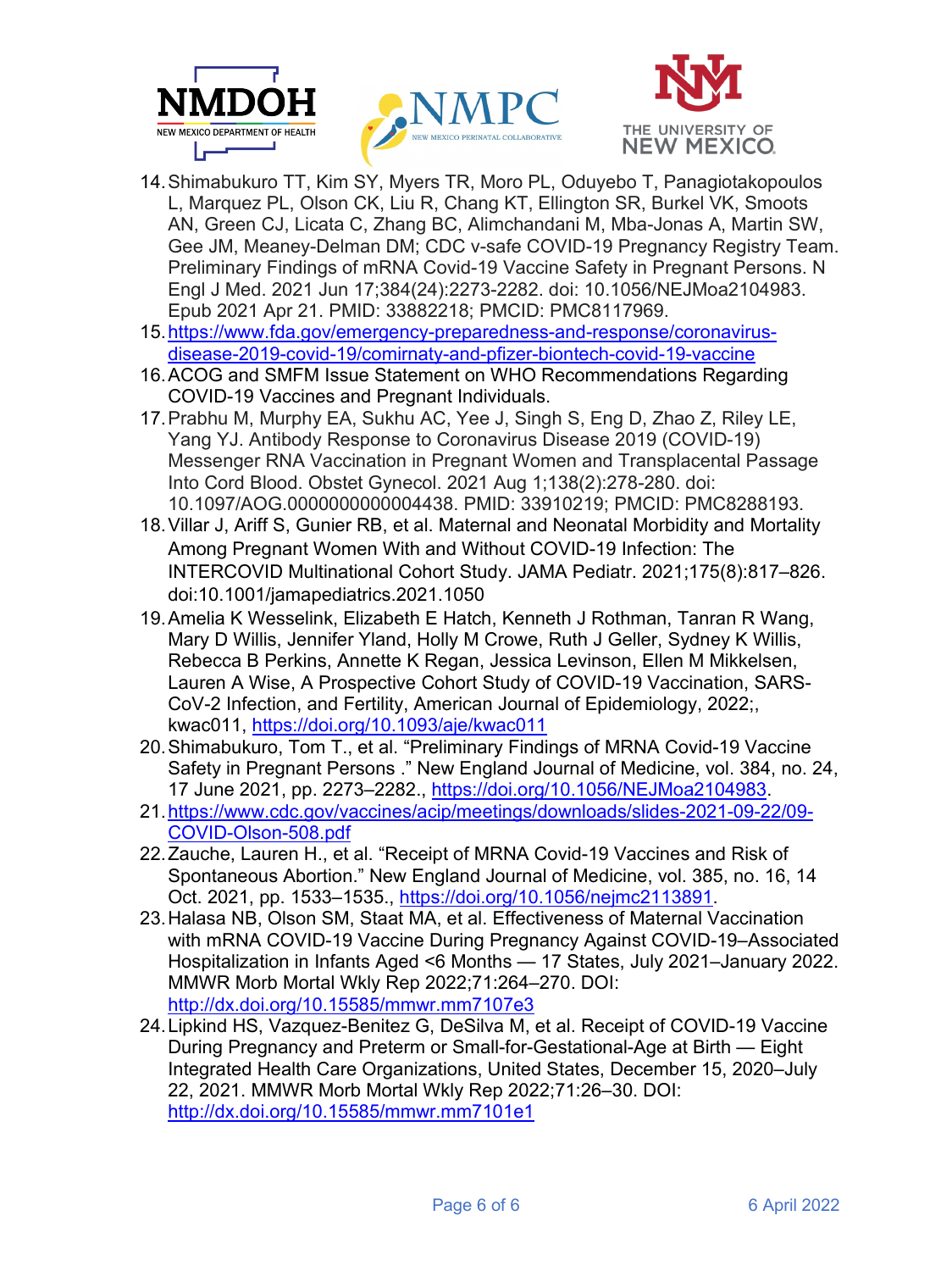14. Shimabukuro TT, Kim SY, Myers TR, Moro PL, Oduyebo T, Panagiotakopoulos L, Marquez PL, Olson CK, Liu R, Chang KT, Ellington SR, Burkel VK, Smoots AN, Green CJ, Licata C, Zhang BC, Alimchandani M, Mba-Jonas A, Martin SW, Gee JM, Meaney-Delman DM; CDC v-safe COVID-19 Pregnancy Registry Team. Preliminary Findings of mRNA Covid-19 Vaccine Safety in Pregnant Persons. N Engl J Med. 2021 Jun 17;384(24):2273-2282. doi: 10.1056/NEJMoa2104983. Epub 2021 Apr 21. PMID: 33882218; PMCID: PMC8117969.
15. https://www.fda.gov/emergency-preparedness-and-response/coronavirus-disease-2019-covid-19/comirnaty-and-pfizer-biontech-covid-19-vaccine
16. ACOG and SMFM Issue Statement on WHO Recommendations Regarding COVID-19 Vaccines and Pregnant Individuals.
17. Prabhu M, Murphy EA, Sukhu AC, Yee J, Singh S, Eng D, Zhao Z, Riley LE, Yang YJ. Antibody Response to Coronavirus Disease 2019 (COVID-19) Messenger RNA Vaccination in Pregnant Women and Transplacental Passage Into Cord Blood. Obstet Gynecol. 2021 Aug 1;138(2):278-280. doi: 10.1097/AOG.0000000000004438. PMID: 33910219; PMCID: PMC8288193.
18. Villar J, Ariff S, Gunier RB, et al. Maternal and Neonatal Morbidity and Mortality Among Pregnant Women With and Without COVID-19 Infection: The INTERCOVID Multinational Cohort Study. JAMA Pediatr. 2021;175(8):817–826. doi:10.1001/jamapediatrics.2021.1050
19. Amelia K Wesselink, Elizabeth E Hatch, Kenneth J Rothman, Tanran R Wang, Mary D Willis, Jennifer Yland, Holly M Crowe, Ruth J Geller, Sydney K Willis, Rebecca B Perkins, Annette K Regan, Jessica Levinson, Ellen M Mikkelsen, Lauren A Wise, A Prospective Cohort Study of COVID-19 Vaccination, SARS-CoV-2 Infection, and Fertility, American Journal of Epidemiology, 2022;, kwac011, https://doi.org/10.1093/aje/kwac011
20. Shimabukuro, Tom T., et al. "Preliminary Findings of MRNA Covid-19 Vaccine Safety in Pregnant Persons ." New England Journal of Medicine, vol. 384, no. 24, 17 June 2021, pp. 2273–2282., https://doi.org/10.1056/NEJMoa2104983.
21. https://www.cdc.gov/vaccines/acip/meetings/downloads/slides-2021-09-22/09-COVID-Olson-508.pdf
22. Zauche, Lauren H., et al. "Receipt of MRNA Covid-19 Vaccines and Risk of Spontaneous Abortion." New England Journal of Medicine, vol. 385, no. 16, 14 Oct. 2021, pp. 1533–1535., https://doi.org/10.1056/nejmc2113891.
23. Halasa NB, Olson SM, Staat MA, et al. Effectiveness of Maternal Vaccination with mRNA COVID-19 Vaccine During Pregnancy Against COVID-19–Associated Hospitalization in Infants Aged <6 Months — 17 States, July 2021–January 2022. MMWR Morb Mortal Wkly Rep 2022;71:264–270. DOI: http://dx.doi.org/10.15585/mmwr.mm7107e3
24. Lipkind HS, Vazquez-Benitez G, DeSilva M, et al. Receipt of COVID-19 Vaccine During Pregnancy and Preterm or Small-for-Gestational-Age at Birth — Eight Integrated Health Care Organizations, United States, December 15, 2020–July 22, 2021. MMWR Morb Mortal Wkly Rep 2022;71:26–30. DOI: http://dx.doi.org/10.15585/mmwr.mm7101e1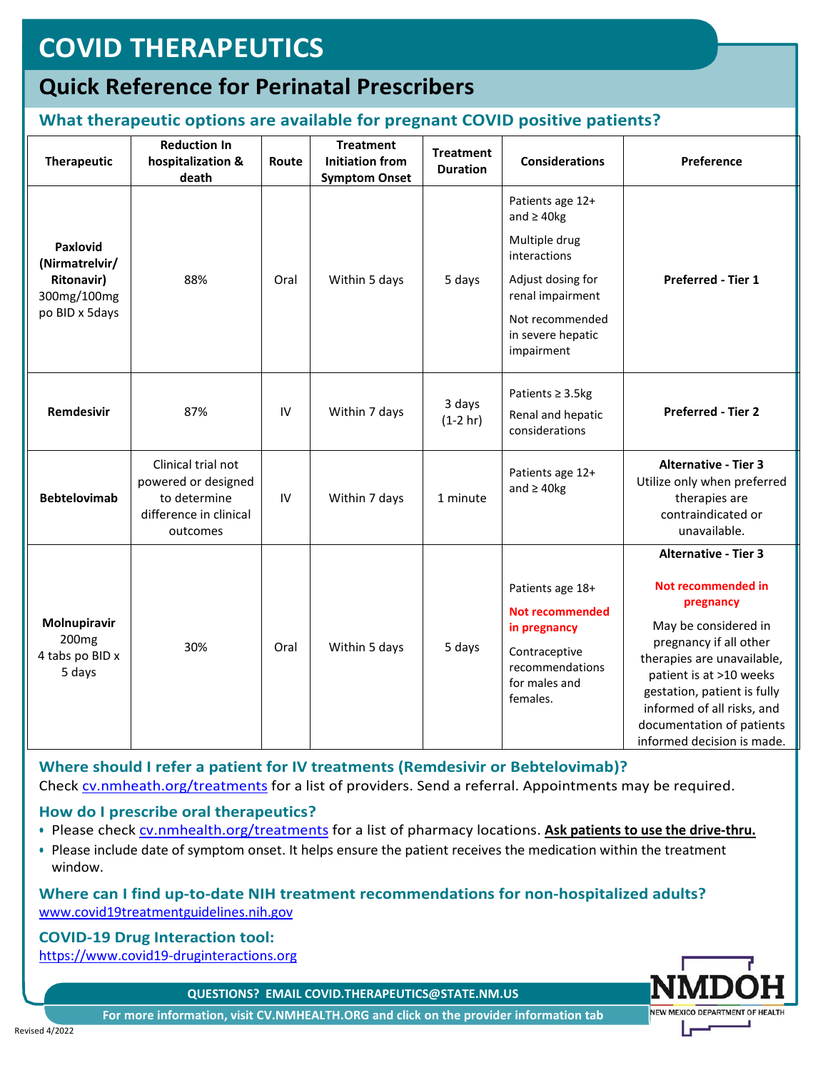# COVID THERAPEUTICS

## Quick Reference for Perinatal Prescribers

### What therapeutic options are available for pregnant COVID positive patients?

| Therapeutic | Reduction In hospitalization & death | Route | Treatment Initiation from Symptom Onset | Treatment Duration | Considerations | Preference |
|---|---|---|---|---|---|---|
| **Paxlovid (Nirmatrelvir/ Ritonavir)** 300mg/100mg po BID x 5days | 88% | Oral | Within 5 days | 5 days | Patients age 12+ and ≥ 40kg<br>Multiple drug interactions<br>Adjust dosing for renal impairment<br>Not recommended in severe hepatic impairment | **Preferred - Tier 1** |
| **Remdesivir** | 87% | IV | Within 7 days | 3 days (1-2 hr) | Patients ≥ 3.5kg<br>Renal and hepatic considerations | **Preferred - Tier 2** |
| **Bebtelovimab** | Clinical trial not powered or designed to determine difference in clinical outcomes | IV | Within 7 days | 1 minute | Patients age 12+ and ≥ 40kg | **Alternative - Tier 3** Utilize only when preferred therapies are contraindicated or unavailable. |
| **Molnupiravir** 200mg 4 tabs po BID x 5 days | 30% | Oral | Within 5 days | 5 days | Patients age 18+<br>**Not recommended in pregnancy**<br>Contraceptive recommendations for males and females. | **Alternative - Tier 3**<br>**Not recommended in pregnancy**<br>May be considered in pregnancy if all other therapies are unavailable, patient is at >10 weeks gestation, patient is fully informed of all risks, and documentation of patients informed decision is made. |

### Where should I refer a patient for IV treatments (Remdesivir or Bebtelovimab)?

Check cv.nmheath.org/treatments for a list of providers. Send a referral. Appointments may be required.

### How do I prescribe oral therapeutics?

- Please check cv.nmhealth.org/treatments for a list of pharmacy locations. **Ask patients to use the drive-thru.**
- Please include date of symptom onset. It helps ensure the patient receives the medication within the treatment window.

### Where can I find up-to-date NIH treatment recommendations for non-hospitalized adults?

www.covid19treatmentguidelines.nih.gov

### COVID-19 Drug Interaction tool:

https://www.covid19-druginteractions.org

**QUESTIONS? EMAIL COVID.THERAPEUTICS@STATE.NM.US**

**For more information, visit CV.NMHEALTH.ORG and click on the provider information tab**

NMDOH
NEW MEXICO DEPARTMENT OF HEALTH

Revised 4/2022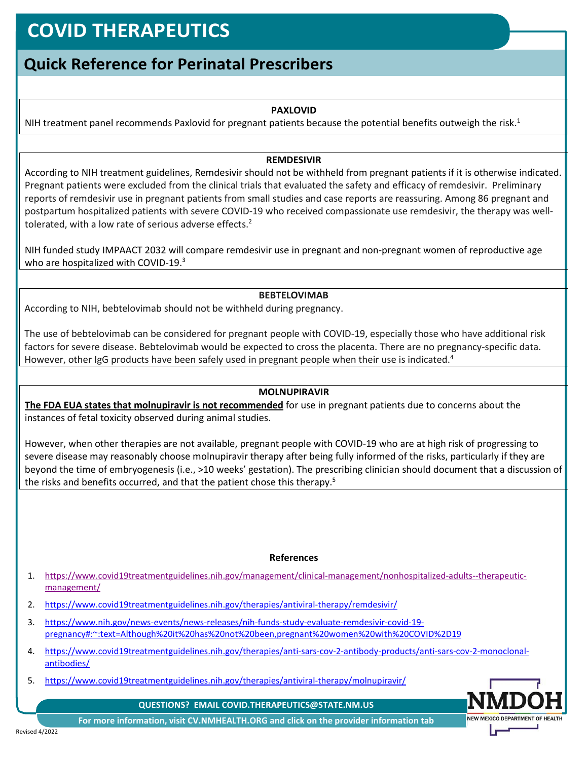# COVID THERAPEUTICS

## Quick Reference for Perinatal Prescribers

**PAXLOVID**

NIH treatment panel recommends Paxlovid for pregnant patients because the potential benefits outweigh the risk.[1]

**REMDESIVIR**

According to NIH treatment guidelines, Remdesivir should not be withheld from pregnant patients if it is otherwise indicated. Pregnant patients were excluded from the clinical trials that evaluated the safety and efficacy of remdesivir. Preliminary reports of remdesivir use in pregnant patients from small studies and case reports are reassuring. Among 86 pregnant and postpartum hospitalized patients with severe COVID-19 who received compassionate use remdesivir, the therapy was well-tolerated, with a low rate of serious adverse effects.[2]

NIH funded study IMPAACT 2032 will compare remdesivir use in pregnant and non-pregnant women of reproductive age who are hospitalized with COVID-19.[3]

**BEBTELOVIMAB**

According to NIH, bebtelovimab should not be withheld during pregnancy.

The use of bebtelovimab can be considered for pregnant people with COVID-19, especially those who have additional risk factors for severe disease. Bebtelovimab would be expected to cross the placenta. There are no pregnancy-specific data. However, other IgG products have been safely used in pregnant people when their use is indicated.[4]

**MOLNUPIRAVIR**

**The FDA EUA states that molnupiravir is not recommended** for use in pregnant patients due to concerns about the instances of fetal toxicity observed during animal studies.

However, when other therapies are not available, pregnant people with COVID-19 who are at high risk of progressing to severe disease may reasonably choose molnupiravir therapy after being fully informed of the risks, particularly if they are beyond the time of embryogenesis (i.e., >10 weeks' gestation). The prescribing clinician should document that a discussion of the risks and benefits occurred, and that the patient chose this therapy.[5]

**References**

1. https://www.covid19treatmentguidelines.nih.gov/management/clinical-management/nonhospitalized-adults--therapeutic-management/
2. https://www.covid19treatmentguidelines.nih.gov/therapies/antiviral-therapy/remdesivir/
3. https://www.nih.gov/news-events/news-releases/nih-funds-study-evaluate-remdesivir-covid-19-pregnancy#:~:text=Although%20it%20has%20not%20been,pregnant%20women%20with%20COVID%2D19
4. https://www.covid19treatmentguidelines.nih.gov/therapies/anti-sars-cov-2-antibody-products/anti-sars-cov-2-monoclonal-antibodies/
5. https://www.covid19treatmentguidelines.nih.gov/therapies/antiviral-therapy/molnupiravir/

**QUESTIONS? EMAIL COVID.THERAPEUTICS@STATE.NM.US**

**For more information, visit CV.NMHEALTH.ORG and click on the provider information tab**

NMDOH
NEW MEXICO DEPARTMENT OF HEALTH

Revised 4/2022